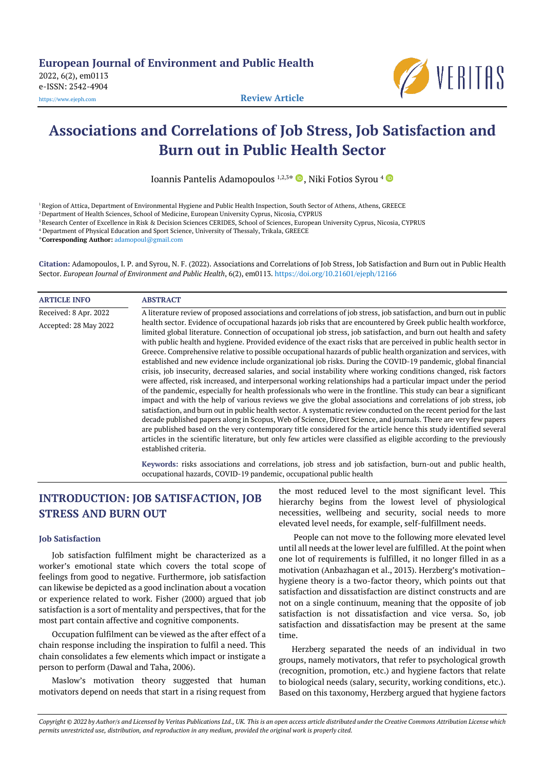European Journal of Environment and Public Health

2022, 6(2), em0113

e-ISSN: 2542-4904

https://www.ejeph.com

**Review Article**

# Associations and Correlations of Job Stress, Job Satisfaction and Burn out in Public Health Sector

Ioannis Pantelis Adamopoulos [1,2,3*], Niki Fotios Syrou [4]

[1] Region of Attica, Department of Environmental Hygiene and Public Health Inspection, South Sector of Athens, Athens, GREECE

[2] Department of Health Sciences, School of Medicine, European University Cyprus, Nicosia, CYPRUS

[3] Research Center of Excellence in Risk & Decision Sciences CERIDES, School of Sciences, European University Cyprus, Nicosia, CYPRUS

[4] Department of Physical Education and Sport Science, University of Thessaly, Trikala, GREECE

*Corresponding Author: adamopoul@gmail.com

**Citation:** Adamopoulos, I. P. and Syrou, N. F. (2022). Associations and Correlations of Job Stress, Job Satisfaction and Burn out in Public Health Sector. *European Journal of Environment and Public Health*, 6(2), em0113. https://doi.org/10.21601/ejeph/12166

**ARTICLE INFO**

Received: 8 Apr. 2022

Accepted: 28 May 2022

**ABSTRACT**

A literature review of proposed associations and correlations of job stress, job satisfaction, and burn out in public health sector. Evidence of occupational hazards job risks that are encountered by Greek public health workforce, limited global literature. Connection of occupational job stress, job satisfaction, and burn out health and safety with public health and hygiene. Provided evidence of the exact risks that are perceived in public health sector in Greece. Comprehensive relative to possible occupational hazards of public health organization and services, with established and new evidence include organizational job risks. During the COVID-19 pandemic, global financial crisis, job insecurity, decreased salaries, and social instability where working conditions changed, risk factors were affected, risk increased, and interpersonal working relationships had a particular impact under the period of the pandemic, especially for health professionals who were in the frontline. This study can bear a significant impact and with the help of various reviews we give the global associations and correlations of job stress, job satisfaction, and burn out in public health sector. A systematic review conducted on the recent period for the last decade published papers along in Scopus, Web of Science, Direct Science, and journals. There are very few papers are published based on the very contemporary title considered for the article hence this study identified several articles in the scientific literature, but only few articles were classified as eligible according to the previously established criteria.

**Keywords:** risks associations and correlations, job stress and job satisfaction, burn-out and public health, occupational hazards, COVID-19 pandemic, occupational public health

## INTRODUCTION: JOB SATISFACTION, JOB STRESS AND BURN OUT

### Job Satisfaction

Job satisfaction fulfilment might be characterized as a worker's emotional state which covers the total scope of feelings from good to negative. Furthermore, job satisfaction can likewise be depicted as a good inclination about a vocation or experience related to work. Fisher (2000) argued that job satisfaction is a sort of mentality and perspectives, that for the most part contain affective and cognitive components.

Occupation fulfilment can be viewed as the after effect of a chain response including the inspiration to fulfil a need. This chain consolidates a few elements which impact or instigate a person to perform (Dawal and Taha, 2006).

Maslow's motivation theory suggested that human motivators depend on needs that start in a rising request from the most reduced level to the most significant level. This hierarchy begins from the lowest level of physiological necessities, wellbeing and security, social needs to more elevated level needs, for example, self-fulfillment needs.

People can not move to the following more elevated level until all needs at the lower level are fulfilled. At the point when one lot of requirements is fulfilled, it no longer filled in as a motivation (Anbazhagan et al., 2013). Herzberg's motivation–hygiene theory is a two-factor theory, which points out that satisfaction and dissatisfaction are distinct constructs and are not on a single continuum, meaning that the opposite of job satisfaction is not dissatisfaction and vice versa. So, job satisfaction and dissatisfaction may be present at the same time.

Herzberg separated the needs of an individual in two groups, namely motivators, that refer to psychological growth (recognition, promotion, etc.) and hygiene factors that relate to biological needs (salary, security, working conditions, etc.). Based on this taxonomy, Herzberg argued that hygiene factors

*Copyright © 2022 by Author/s and Licensed by Veritas Publications Ltd., UK. This is an open access article distributed under the Creative Commons Attribution License which permits unrestricted use, distribution, and reproduction in any medium, provided the original work is properly cited.*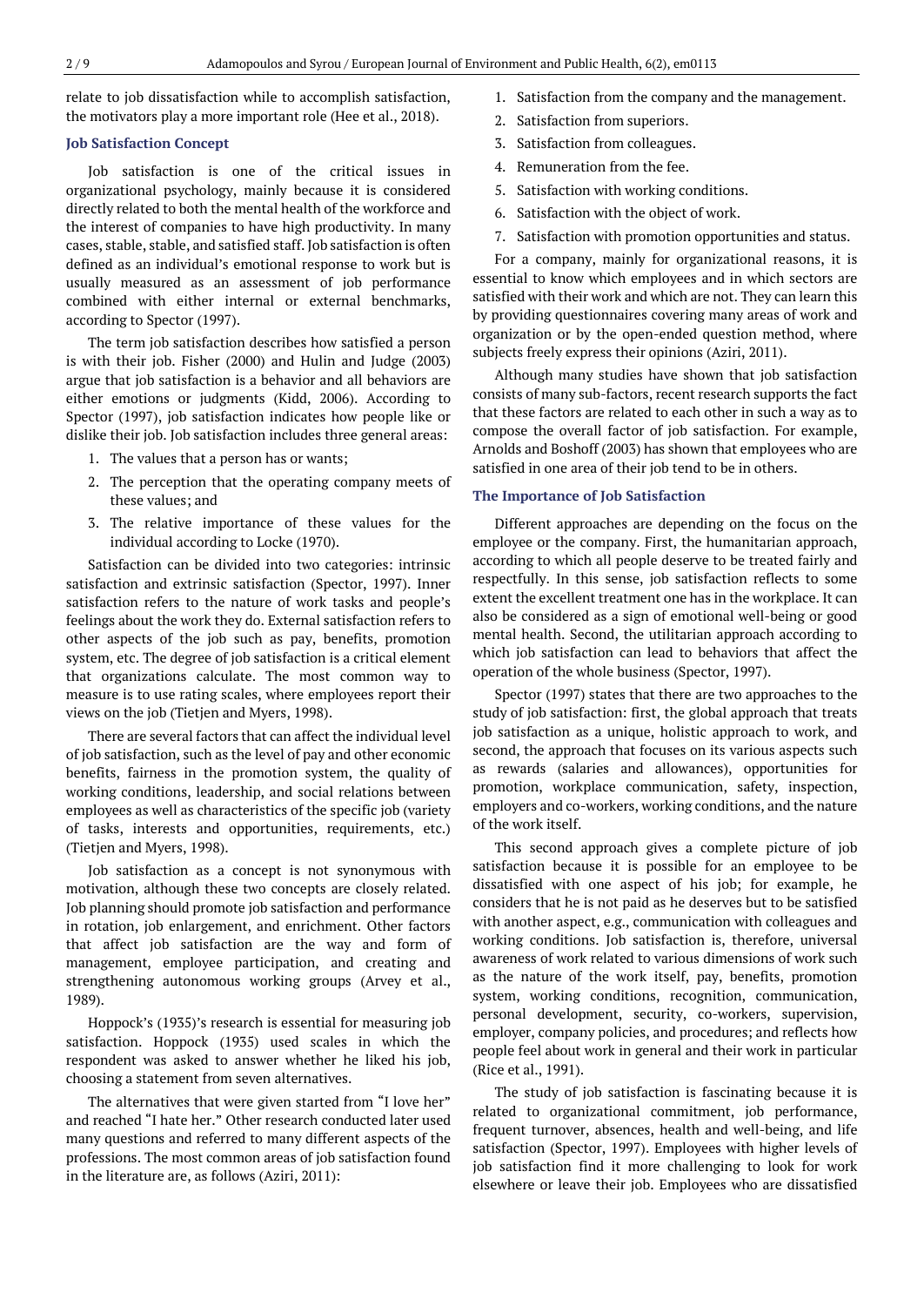relate to job dissatisfaction while to accomplish satisfaction, the motivators play a more important role (Hee et al., 2018).

### Job Satisfaction Concept

Job satisfaction is one of the critical issues in organizational psychology, mainly because it is considered directly related to both the mental health of the workforce and the interest of companies to have high productivity. In many cases, stable, stable, and satisfied staff. Job satisfaction is often defined as an individual's emotional response to work but is usually measured as an assessment of job performance combined with either internal or external benchmarks, according to Spector (1997).

The term job satisfaction describes how satisfied a person is with their job. Fisher (2000) and Hulin and Judge (2003) argue that job satisfaction is a behavior and all behaviors are either emotions or judgments (Kidd, 2006). According to Spector (1997), job satisfaction indicates how people like or dislike their job. Job satisfaction includes three general areas:

1. The values that a person has or wants;
2. The perception that the operating company meets of these values; and
3. The relative importance of these values for the individual according to Locke (1970).

Satisfaction can be divided into two categories: intrinsic satisfaction and extrinsic satisfaction (Spector, 1997). Inner satisfaction refers to the nature of work tasks and people's feelings about the work they do. External satisfaction refers to other aspects of the job such as pay, benefits, promotion system, etc. The degree of job satisfaction is a critical element that organizations calculate. The most common way to measure is to use rating scales, where employees report their views on the job (Tietjen and Myers, 1998).

There are several factors that can affect the individual level of job satisfaction, such as the level of pay and other economic benefits, fairness in the promotion system, the quality of working conditions, leadership, and social relations between employees as well as characteristics of the specific job (variety of tasks, interests and opportunities, requirements, etc.) (Tietjen and Myers, 1998).

Job satisfaction as a concept is not synonymous with motivation, although these two concepts are closely related. Job planning should promote job satisfaction and performance in rotation, job enlargement, and enrichment. Other factors that affect job satisfaction are the way and form of management, employee participation, and creating and strengthening autonomous working groups (Arvey et al., 1989).

Hoppock's (1935)'s research is essential for measuring job satisfaction. Hoppock (1935) used scales in which the respondent was asked to answer whether he liked his job, choosing a statement from seven alternatives.

The alternatives that were given started from "I love her" and reached "I hate her." Other research conducted later used many questions and referred to many different aspects of the professions. The most common areas of job satisfaction found in the literature are, as follows (Aziri, 2011):

1. Satisfaction from the company and the management.
2. Satisfaction from superiors.
3. Satisfaction from colleagues.
4. Remuneration from the fee.
5. Satisfaction with working conditions.
6. Satisfaction with the object of work.
7. Satisfaction with promotion opportunities and status.

For a company, mainly for organizational reasons, it is essential to know which employees and in which sectors are satisfied with their work and which are not. They can learn this by providing questionnaires covering many areas of work and organization or by the open-ended question method, where subjects freely express their opinions (Aziri, 2011).

Although many studies have shown that job satisfaction consists of many sub-factors, recent research supports the fact that these factors are related to each other in such a way as to compose the overall factor of job satisfaction. For example, Arnolds and Boshoff (2003) has shown that employees who are satisfied in one area of their job tend to be in others.

### The Importance of Job Satisfaction

Different approaches are depending on the focus on the employee or the company. First, the humanitarian approach, according to which all people deserve to be treated fairly and respectfully. In this sense, job satisfaction reflects to some extent the excellent treatment one has in the workplace. It can also be considered as a sign of emotional well-being or good mental health. Second, the utilitarian approach according to which job satisfaction can lead to behaviors that affect the operation of the whole business (Spector, 1997).

Spector (1997) states that there are two approaches to the study of job satisfaction: first, the global approach that treats job satisfaction as a unique, holistic approach to work, and second, the approach that focuses on its various aspects such as rewards (salaries and allowances), opportunities for promotion, workplace communication, safety, inspection, employers and co-workers, working conditions, and the nature of the work itself.

This second approach gives a complete picture of job satisfaction because it is possible for an employee to be dissatisfied with one aspect of his job; for example, he considers that he is not paid as he deserves but to be satisfied with another aspect, e.g., communication with colleagues and working conditions. Job satisfaction is, therefore, universal awareness of work related to various dimensions of work such as the nature of the work itself, pay, benefits, promotion system, working conditions, recognition, communication, personal development, security, co-workers, supervision, employer, company policies, and procedures; and reflects how people feel about work in general and their work in particular (Rice et al., 1991).

The study of job satisfaction is fascinating because it is related to organizational commitment, job performance, frequent turnover, absences, health and well-being, and life satisfaction (Spector, 1997). Employees with higher levels of job satisfaction find it more challenging to look for work elsewhere or leave their job. Employees who are dissatisfied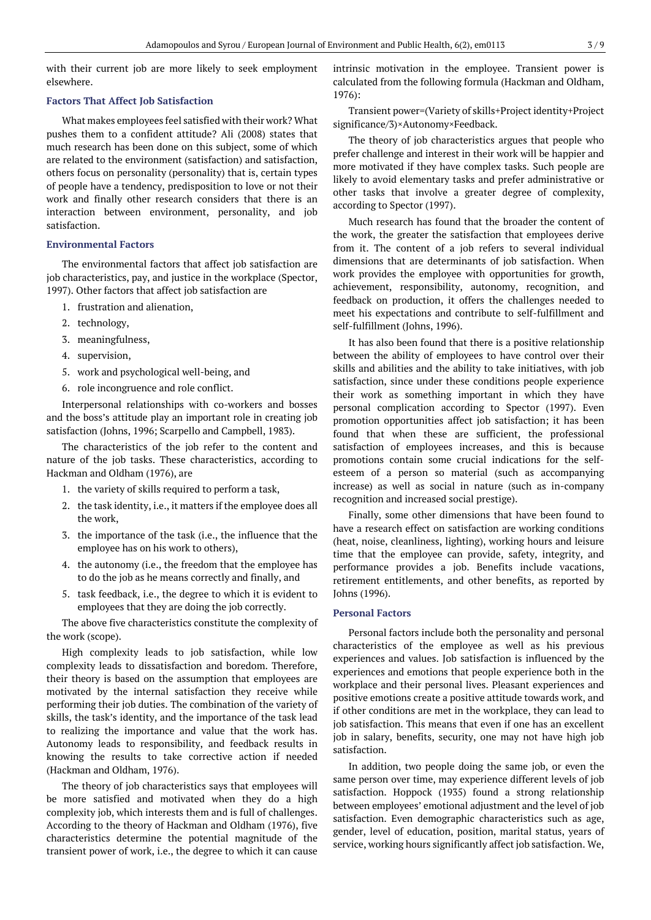with their current job are more likely to seek employment elsewhere.

### Factors That Affect Job Satisfaction

What makes employees feel satisfied with their work? What pushes them to a confident attitude? Ali (2008) states that much research has been done on this subject, some of which are related to the environment (satisfaction) and satisfaction, others focus on personality (personality) that is, certain types of people have a tendency, predisposition to love or not their work and finally other research considers that there is an interaction between environment, personality, and job satisfaction.

### Environmental Factors

The environmental factors that affect job satisfaction are job characteristics, pay, and justice in the workplace (Spector, 1997). Other factors that affect job satisfaction are

1. frustration and alienation,
2. technology,
3. meaningfulness,
4. supervision,
5. work and psychological well-being, and
6. role incongruence and role conflict.

Interpersonal relationships with co-workers and bosses and the boss's attitude play an important role in creating job satisfaction (Johns, 1996; Scarpello and Campbell, 1983).

The characteristics of the job refer to the content and nature of the job tasks. These characteristics, according to Hackman and Oldham (1976), are

1. the variety of skills required to perform a task,
2. the task identity, i.e., it matters if the employee does all the work,
3. the importance of the task (i.e., the influence that the employee has on his work to others),
4. the autonomy (i.e., the freedom that the employee has to do the job as he means correctly and finally, and
5. task feedback, i.e., the degree to which it is evident to employees that they are doing the job correctly.

The above five characteristics constitute the complexity of the work (scope).

High complexity leads to job satisfaction, while low complexity leads to dissatisfaction and boredom. Therefore, their theory is based on the assumption that employees are motivated by the internal satisfaction they receive while performing their job duties. The combination of the variety of skills, the task's identity, and the importance of the task lead to realizing the importance and value that the work has. Autonomy leads to responsibility, and feedback results in knowing the results to take corrective action if needed (Hackman and Oldham, 1976).

The theory of job characteristics says that employees will be more satisfied and motivated when they do a high complexity job, which interests them and is full of challenges. According to the theory of Hackman and Oldham (1976), five characteristics determine the potential magnitude of the transient power of work, i.e., the degree to which it can cause intrinsic motivation in the employee. Transient power is calculated from the following formula (Hackman and Oldham, 1976):

Transient power=(Variety of skills+Project identity+Project significance/3)×Autonomy×Feedback.

The theory of job characteristics argues that people who prefer challenge and interest in their work will be happier and more motivated if they have complex tasks. Such people are likely to avoid elementary tasks and prefer administrative or other tasks that involve a greater degree of complexity, according to Spector (1997).

Much research has found that the broader the content of the work, the greater the satisfaction that employees derive from it. The content of a job refers to several individual dimensions that are determinants of job satisfaction. When work provides the employee with opportunities for growth, achievement, responsibility, autonomy, recognition, and feedback on production, it offers the challenges needed to meet his expectations and contribute to self-fulfillment and self-fulfillment (Johns, 1996).

It has also been found that there is a positive relationship between the ability of employees to have control over their skills and abilities and the ability to take initiatives, with job satisfaction, since under these conditions people experience their work as something important in which they have personal complication according to Spector (1997). Even promotion opportunities affect job satisfaction; it has been found that when these are sufficient, the professional satisfaction of employees increases, and this is because promotions contain some crucial indications for the self-esteem of a person so material (such as accompanying increase) as well as social in nature (such as in-company recognition and increased social prestige).

Finally, some other dimensions that have been found to have a research effect on satisfaction are working conditions (heat, noise, cleanliness, lighting), working hours and leisure time that the employee can provide, safety, integrity, and performance provides a job. Benefits include vacations, retirement entitlements, and other benefits, as reported by Johns (1996).

### Personal Factors

Personal factors include both the personality and personal characteristics of the employee as well as his previous experiences and values. Job satisfaction is influenced by the experiences and emotions that people experience both in the workplace and their personal lives. Pleasant experiences and positive emotions create a positive attitude towards work, and if other conditions are met in the workplace, they can lead to job satisfaction. This means that even if one has an excellent job in salary, benefits, security, one may not have high job satisfaction.

In addition, two people doing the same job, or even the same person over time, may experience different levels of job satisfaction. Hoppock (1935) found a strong relationship between employees' emotional adjustment and the level of job satisfaction. Even demographic characteristics such as age, gender, level of education, position, marital status, years of service, working hours significantly affect job satisfaction. We,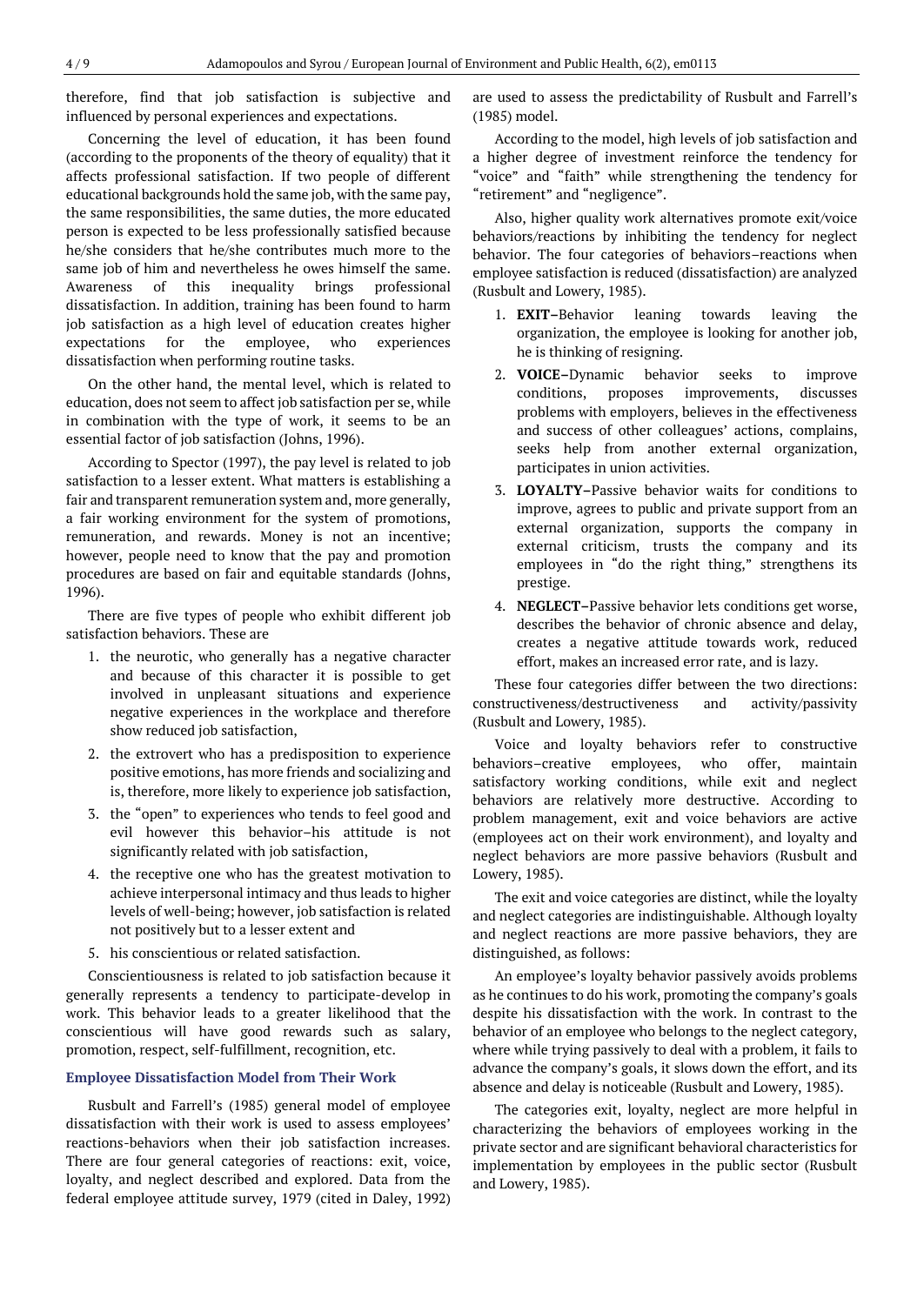therefore, find that job satisfaction is subjective and influenced by personal experiences and expectations.

Concerning the level of education, it has been found (according to the proponents of the theory of equality) that it affects professional satisfaction. If two people of different educational backgrounds hold the same job, with the same pay, the same responsibilities, the same duties, the more educated person is expected to be less professionally satisfied because he/she considers that he/she contributes much more to the same job of him and nevertheless he owes himself the same. Awareness of this inequality brings professional dissatisfaction. In addition, training has been found to harm job satisfaction as a high level of education creates higher expectations for the employee, who experiences dissatisfaction when performing routine tasks.

On the other hand, the mental level, which is related to education, does not seem to affect job satisfaction per se, while in combination with the type of work, it seems to be an essential factor of job satisfaction (Johns, 1996).

According to Spector (1997), the pay level is related to job satisfaction to a lesser extent. What matters is establishing a fair and transparent remuneration system and, more generally, a fair working environment for the system of promotions, remuneration, and rewards. Money is not an incentive; however, people need to know that the pay and promotion procedures are based on fair and equitable standards (Johns, 1996).

There are five types of people who exhibit different job satisfaction behaviors. These are

1. the neurotic, who generally has a negative character and because of this character it is possible to get involved in unpleasant situations and experience negative experiences in the workplace and therefore show reduced job satisfaction,
2. the extrovert who has a predisposition to experience positive emotions, has more friends and socializing and is, therefore, more likely to experience job satisfaction,
3. the "open" to experiences who tends to feel good and evil however this behavior–his attitude is not significantly related with job satisfaction,
4. the receptive one who has the greatest motivation to achieve interpersonal intimacy and thus leads to higher levels of well-being; however, job satisfaction is related not positively but to a lesser extent and
5. his conscientious or related satisfaction.

Conscientiousness is related to job satisfaction because it generally represents a tendency to participate-develop in work. This behavior leads to a greater likelihood that the conscientious will have good rewards such as salary, promotion, respect, self-fulfillment, recognition, etc.

## Employee Dissatisfaction Model from Their Work

Rusbult and Farrell's (1985) general model of employee dissatisfaction with their work is used to assess employees' reactions-behaviors when their job satisfaction increases. There are four general categories of reactions: exit, voice, loyalty, and neglect described and explored. Data from the federal employee attitude survey, 1979 (cited in Daley, 1992) are used to assess the predictability of Rusbult and Farrell's (1985) model.

According to the model, high levels of job satisfaction and a higher degree of investment reinforce the tendency for "voice" and "faith" while strengthening the tendency for "retirement" and "negligence".

Also, higher quality work alternatives promote exit/voice behaviors/reactions by inhibiting the tendency for neglect behavior. The four categories of behaviors–reactions when employee satisfaction is reduced (dissatisfaction) are analyzed (Rusbult and Lowery, 1985).

1. **EXIT–**Behavior leaning towards leaving the organization, the employee is looking for another job, he is thinking of resigning.
2. **VOICE–**Dynamic behavior seeks to improve conditions, proposes improvements, discusses problems with employers, believes in the effectiveness and success of other colleagues' actions, complains, seeks help from another external organization, participates in union activities.
3. **LOYALTY–**Passive behavior waits for conditions to improve, agrees to public and private support from an external organization, supports the company in external criticism, trusts the company and its employees in "do the right thing," strengthens its prestige.
4. **NEGLECT–**Passive behavior lets conditions get worse, describes the behavior of chronic absence and delay, creates a negative attitude towards work, reduced effort, makes an increased error rate, and is lazy.

These four categories differ between the two directions: constructiveness/destructiveness and activity/passivity (Rusbult and Lowery, 1985).

Voice and loyalty behaviors refer to constructive behaviors–creative employees, who offer, maintain satisfactory working conditions, while exit and neglect behaviors are relatively more destructive. According to problem management, exit and voice behaviors are active (employees act on their work environment), and loyalty and neglect behaviors are more passive behaviors (Rusbult and Lowery, 1985).

The exit and voice categories are distinct, while the loyalty and neglect categories are indistinguishable. Although loyalty and neglect reactions are more passive behaviors, they are distinguished, as follows:

An employee's loyalty behavior passively avoids problems as he continues to do his work, promoting the company's goals despite his dissatisfaction with the work. In contrast to the behavior of an employee who belongs to the neglect category, where while trying passively to deal with a problem, it fails to advance the company's goals, it slows down the effort, and its absence and delay is noticeable (Rusbult and Lowery, 1985).

The categories exit, loyalty, neglect are more helpful in characterizing the behaviors of employees working in the private sector and are significant behavioral characteristics for implementation by employees in the public sector (Rusbult and Lowery, 1985).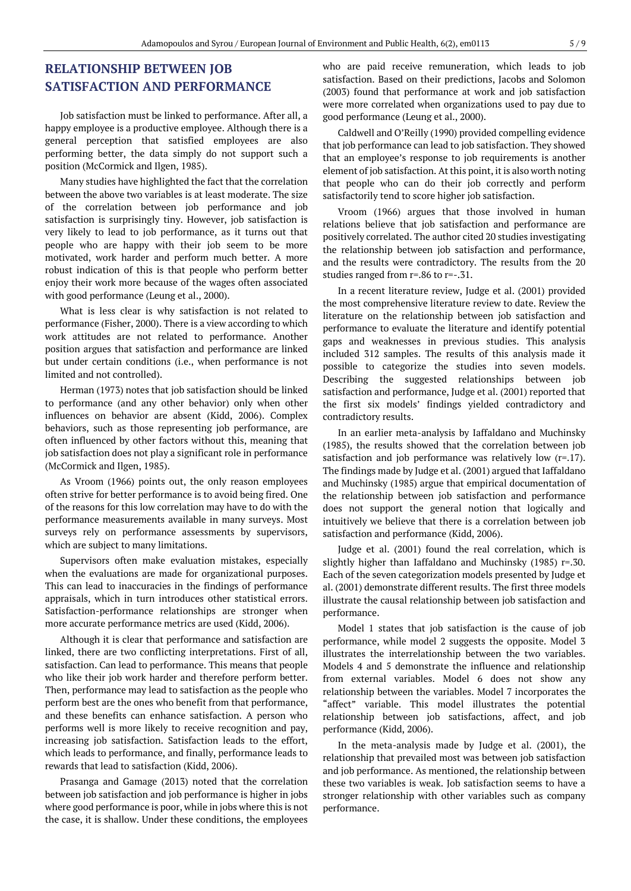## RELATIONSHIP BETWEEN JOB SATISFACTION AND PERFORMANCE

Job satisfaction must be linked to performance. After all, a happy employee is a productive employee. Although there is a general perception that satisfied employees are also performing better, the data simply do not support such a position (McCormick and Ilgen, 1985).

Many studies have highlighted the fact that the correlation between the above two variables is at least moderate. The size of the correlation between job performance and job satisfaction is surprisingly tiny. However, job satisfaction is very likely to lead to job performance, as it turns out that people who are happy with their job seem to be more motivated, work harder and perform much better. A more robust indication of this is that people who perform better enjoy their work more because of the wages often associated with good performance (Leung et al., 2000).

What is less clear is why satisfaction is not related to performance (Fisher, 2000). There is a view according to which work attitudes are not related to performance. Another position argues that satisfaction and performance are linked but under certain conditions (i.e., when performance is not limited and not controlled).

Herman (1973) notes that job satisfaction should be linked to performance (and any other behavior) only when other influences on behavior are absent (Kidd, 2006). Complex behaviors, such as those representing job performance, are often influenced by other factors without this, meaning that job satisfaction does not play a significant role in performance (McCormick and Ilgen, 1985).

As Vroom (1966) points out, the only reason employees often strive for better performance is to avoid being fired. One of the reasons for this low correlation may have to do with the performance measurements available in many surveys. Most surveys rely on performance assessments by supervisors, which are subject to many limitations.

Supervisors often make evaluation mistakes, especially when the evaluations are made for organizational purposes. This can lead to inaccuracies in the findings of performance appraisals, which in turn introduces other statistical errors. Satisfaction-performance relationships are stronger when more accurate performance metrics are used (Kidd, 2006).

Although it is clear that performance and satisfaction are linked, there are two conflicting interpretations. First of all, satisfaction. Can lead to performance. This means that people who like their job work harder and therefore perform better. Then, performance may lead to satisfaction as the people who perform best are the ones who benefit from that performance, and these benefits can enhance satisfaction. A person who performs well is more likely to receive recognition and pay, increasing job satisfaction. Satisfaction leads to the effort, which leads to performance, and finally, performance leads to rewards that lead to satisfaction (Kidd, 2006).

Prasanga and Gamage (2013) noted that the correlation between job satisfaction and job performance is higher in jobs where good performance is poor, while in jobs where this is not the case, it is shallow. Under these conditions, the employees who are paid receive remuneration, which leads to job satisfaction. Based on their predictions, Jacobs and Solomon (2003) found that performance at work and job satisfaction were more correlated when organizations used to pay due to good performance (Leung et al., 2000).

Caldwell and O'Reilly (1990) provided compelling evidence that job performance can lead to job satisfaction. They showed that an employee's response to job requirements is another element of job satisfaction. At this point, it is also worth noting that people who can do their job correctly and perform satisfactorily tend to score higher job satisfaction.

Vroom (1966) argues that those involved in human relations believe that job satisfaction and performance are positively correlated. The author cited 20 studies investigating the relationship between job satisfaction and performance, and the results were contradictory. The results from the 20 studies ranged from r=.86 to r=-.31.

In a recent literature review, Judge et al. (2001) provided the most comprehensive literature review to date. Review the literature on the relationship between job satisfaction and performance to evaluate the literature and identify potential gaps and weaknesses in previous studies. This analysis included 312 samples. The results of this analysis made it possible to categorize the studies into seven models. Describing the suggested relationships between job satisfaction and performance, Judge et al. (2001) reported that the first six models' findings yielded contradictory and contradictory results.

In an earlier meta-analysis by Iaffaldano and Muchinsky (1985), the results showed that the correlation between job satisfaction and job performance was relatively low (r=.17). The findings made by Judge et al. (2001) argued that Iaffaldano and Muchinsky (1985) argue that empirical documentation of the relationship between job satisfaction and performance does not support the general notion that logically and intuitively we believe that there is a correlation between job satisfaction and performance (Kidd, 2006).

Judge et al. (2001) found the real correlation, which is slightly higher than Iaffaldano and Muchinsky (1985) r=.30. Each of the seven categorization models presented by Judge et al. (2001) demonstrate different results. The first three models illustrate the causal relationship between job satisfaction and performance.

Model 1 states that job satisfaction is the cause of job performance, while model 2 suggests the opposite. Model 3 illustrates the interrelationship between the two variables. Models 4 and 5 demonstrate the influence and relationship from external variables. Model 6 does not show any relationship between the variables. Model 7 incorporates the "affect" variable. This model illustrates the potential relationship between job satisfactions, affect, and job performance (Kidd, 2006).

In the meta-analysis made by Judge et al. (2001), the relationship that prevailed most was between job satisfaction and job performance. As mentioned, the relationship between these two variables is weak. Job satisfaction seems to have a stronger relationship with other variables such as company performance.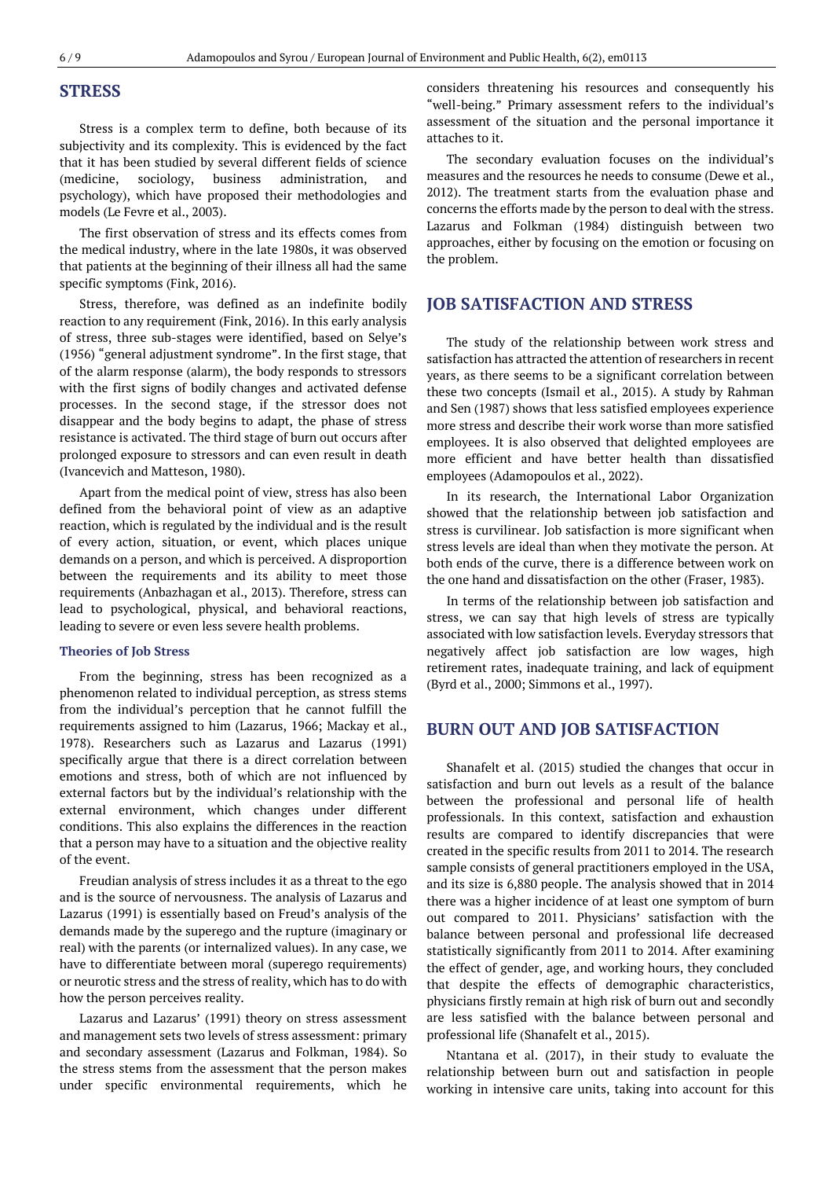## STRESS

Stress is a complex term to define, both because of its subjectivity and its complexity. This is evidenced by the fact that it has been studied by several different fields of science (medicine, sociology, business administration, and psychology), which have proposed their methodologies and models (Le Fevre et al., 2003).

The first observation of stress and its effects comes from the medical industry, where in the late 1980s, it was observed that patients at the beginning of their illness all had the same specific symptoms (Fink, 2016).

Stress, therefore, was defined as an indefinite bodily reaction to any requirement (Fink, 2016). In this early analysis of stress, three sub-stages were identified, based on Selye's (1956) "general adjustment syndrome". In the first stage, that of the alarm response (alarm), the body responds to stressors with the first signs of bodily changes and activated defense processes. In the second stage, if the stressor does not disappear and the body begins to adapt, the phase of stress resistance is activated. The third stage of burn out occurs after prolonged exposure to stressors and can even result in death (Ivancevich and Matteson, 1980).

Apart from the medical point of view, stress has also been defined from the behavioral point of view as an adaptive reaction, which is regulated by the individual and is the result of every action, situation, or event, which places unique demands on a person, and which is perceived. A disproportion between the requirements and its ability to meet those requirements (Anbazhagan et al., 2013). Therefore, stress can lead to psychological, physical, and behavioral reactions, leading to severe or even less severe health problems.

### Theories of Job Stress

From the beginning, stress has been recognized as a phenomenon related to individual perception, as stress stems from the individual's perception that he cannot fulfill the requirements assigned to him (Lazarus, 1966; Mackay et al., 1978). Researchers such as Lazarus and Lazarus (1991) specifically argue that there is a direct correlation between emotions and stress, both of which are not influenced by external factors but by the individual's relationship with the external environment, which changes under different conditions. This also explains the differences in the reaction that a person may have to a situation and the objective reality of the event.

Freudian analysis of stress includes it as a threat to the ego and is the source of nervousness. The analysis of Lazarus and Lazarus (1991) is essentially based on Freud's analysis of the demands made by the superego and the rupture (imaginary or real) with the parents (or internalized values). In any case, we have to differentiate between moral (superego requirements) or neurotic stress and the stress of reality, which has to do with how the person perceives reality.

Lazarus and Lazarus' (1991) theory on stress assessment and management sets two levels of stress assessment: primary and secondary assessment (Lazarus and Folkman, 1984). So the stress stems from the assessment that the person makes under specific environmental requirements, which he considers threatening his resources and consequently his "well-being." Primary assessment refers to the individual's assessment of the situation and the personal importance it attaches to it.

The secondary evaluation focuses on the individual's measures and the resources he needs to consume (Dewe et al., 2012). The treatment starts from the evaluation phase and concerns the efforts made by the person to deal with the stress. Lazarus and Folkman (1984) distinguish between two approaches, either by focusing on the emotion or focusing on the problem.

## JOB SATISFACTION AND STRESS

The study of the relationship between work stress and satisfaction has attracted the attention of researchers in recent years, as there seems to be a significant correlation between these two concepts (Ismail et al., 2015). A study by Rahman and Sen (1987) shows that less satisfied employees experience more stress and describe their work worse than more satisfied employees. It is also observed that delighted employees are more efficient and have better health than dissatisfied employees (Adamopoulos et al., 2022).

In its research, the International Labor Organization showed that the relationship between job satisfaction and stress is curvilinear. Job satisfaction is more significant when stress levels are ideal than when they motivate the person. At both ends of the curve, there is a difference between work on the one hand and dissatisfaction on the other (Fraser, 1983).

In terms of the relationship between job satisfaction and stress, we can say that high levels of stress are typically associated with low satisfaction levels. Everyday stressors that negatively affect job satisfaction are low wages, high retirement rates, inadequate training, and lack of equipment (Byrd et al., 2000; Simmons et al., 1997).

## BURN OUT AND JOB SATISFACTION

Shanafelt et al. (2015) studied the changes that occur in satisfaction and burn out levels as a result of the balance between the professional and personal life of health professionals. In this context, satisfaction and exhaustion results are compared to identify discrepancies that were created in the specific results from 2011 to 2014. The research sample consists of general practitioners employed in the USA, and its size is 6,880 people. The analysis showed that in 2014 there was a higher incidence of at least one symptom of burn out compared to 2011. Physicians' satisfaction with the balance between personal and professional life decreased statistically significantly from 2011 to 2014. After examining the effect of gender, age, and working hours, they concluded that despite the effects of demographic characteristics, physicians firstly remain at high risk of burn out and secondly are less satisfied with the balance between personal and professional life (Shanafelt et al., 2015).

Ntantana et al. (2017), in their study to evaluate the relationship between burn out and satisfaction in people working in intensive care units, taking into account for this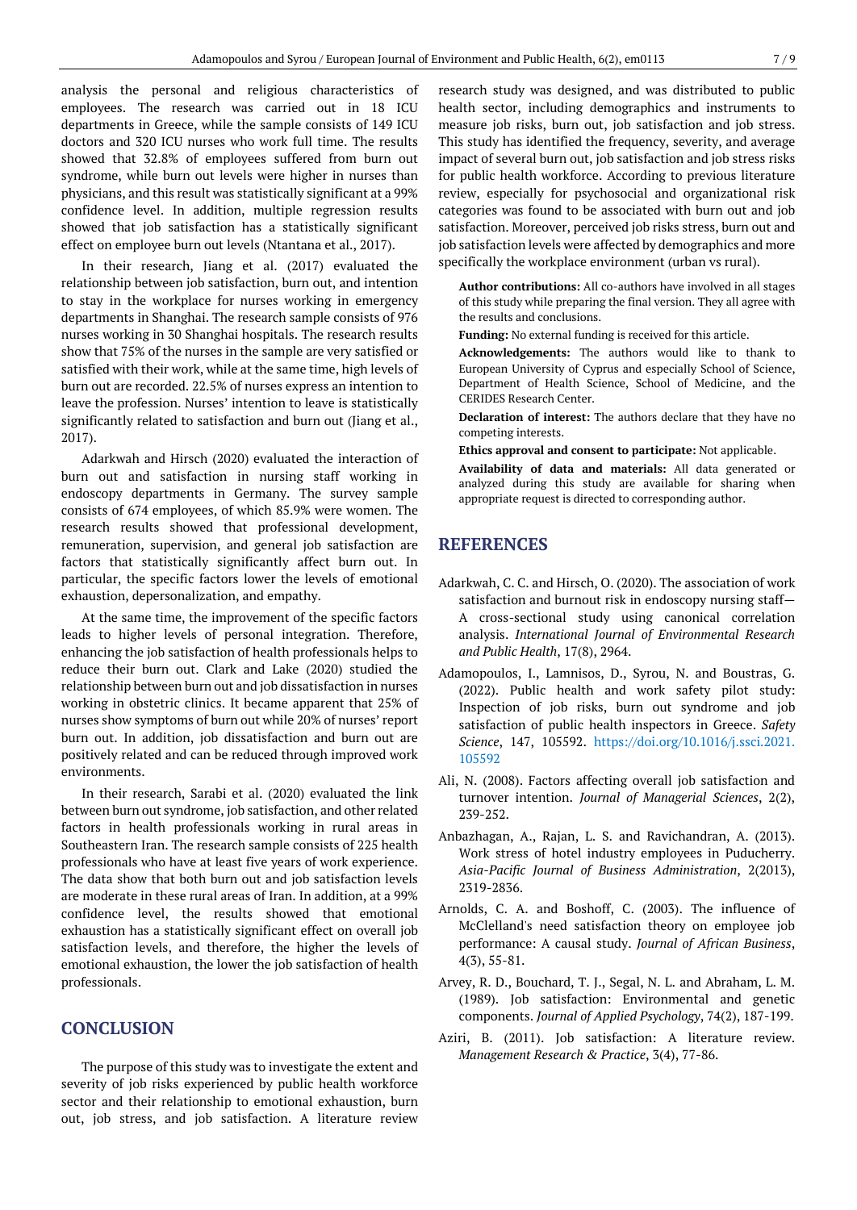analysis the personal and religious characteristics of employees. The research was carried out in 18 ICU departments in Greece, while the sample consists of 149 ICU doctors and 320 ICU nurses who work full time. The results showed that 32.8% of employees suffered from burn out syndrome, while burn out levels were higher in nurses than physicians, and this result was statistically significant at a 99% confidence level. In addition, multiple regression results showed that job satisfaction has a statistically significant effect on employee burn out levels (Ntantana et al., 2017).

In their research, Jiang et al. (2017) evaluated the relationship between job satisfaction, burn out, and intention to stay in the workplace for nurses working in emergency departments in Shanghai. The research sample consists of 976 nurses working in 30 Shanghai hospitals. The research results show that 75% of the nurses in the sample are very satisfied or satisfied with their work, while at the same time, high levels of burn out are recorded. 22.5% of nurses express an intention to leave the profession. Nurses' intention to leave is statistically significantly related to satisfaction and burn out (Jiang et al., 2017).

Adarkwah and Hirsch (2020) evaluated the interaction of burn out and satisfaction in nursing staff working in endoscopy departments in Germany. The survey sample consists of 674 employees, of which 85.9% were women. The research results showed that professional development, remuneration, supervision, and general job satisfaction are factors that statistically significantly affect burn out. In particular, the specific factors lower the levels of emotional exhaustion, depersonalization, and empathy.

At the same time, the improvement of the specific factors leads to higher levels of personal integration. Therefore, enhancing the job satisfaction of health professionals helps to reduce their burn out. Clark and Lake (2020) studied the relationship between burn out and job dissatisfaction in nurses working in obstetric clinics. It became apparent that 25% of nurses show symptoms of burn out while 20% of nurses' report burn out. In addition, job dissatisfaction and burn out are positively related and can be reduced through improved work environments.

In their research, Sarabi et al. (2020) evaluated the link between burn out syndrome, job satisfaction, and other related factors in health professionals working in rural areas in Southeastern Iran. The research sample consists of 225 health professionals who have at least five years of work experience. The data show that both burn out and job satisfaction levels are moderate in these rural areas of Iran. In addition, at a 99% confidence level, the results showed that emotional exhaustion has a statistically significant effect on overall job satisfaction levels, and therefore, the higher the levels of emotional exhaustion, the lower the job satisfaction of health professionals.

## CONCLUSION

The purpose of this study was to investigate the extent and severity of job risks experienced by public health workforce sector and their relationship to emotional exhaustion, burn out, job stress, and job satisfaction. A literature review research study was designed, and was distributed to public health sector, including demographics and instruments to measure job risks, burn out, job satisfaction and job stress. This study has identified the frequency, severity, and average impact of several burn out, job satisfaction and job stress risks for public health workforce. According to previous literature review, especially for psychosocial and organizational risk categories was found to be associated with burn out and job satisfaction. Moreover, perceived job risks stress, burn out and job satisfaction levels were affected by demographics and more specifically the workplace environment (urban vs rural).

**Author contributions:** All co-authors have involved in all stages of this study while preparing the final version. They all agree with the results and conclusions.

**Funding:** No external funding is received for this article.

**Acknowledgements:** The authors would like to thank to European University of Cyprus and especially School of Science, Department of Health Science, School of Medicine, and the CERIDES Research Center.

**Declaration of interest:** The authors declare that they have no competing interests.

**Ethics approval and consent to participate:** Not applicable.

**Availability of data and materials:** All data generated or analyzed during this study are available for sharing when appropriate request is directed to corresponding author.

## REFERENCES

Adarkwah, C. C. and Hirsch, O. (2020). The association of work satisfaction and burnout risk in endoscopy nursing staff—A cross-sectional study using canonical correlation analysis. *International Journal of Environmental Research and Public Health*, 17(8), 2964.

Adamopoulos, I., Lamnisos, D., Syrou, N. and Boustras, G. (2022). Public health and work safety pilot study: Inspection of job risks, burn out syndrome and job satisfaction of public health inspectors in Greece. *Safety Science*, 147, 105592. https://doi.org/10.1016/j.ssci.2021.105592

Ali, N. (2008). Factors affecting overall job satisfaction and turnover intention. *Journal of Managerial Sciences*, 2(2), 239-252.

Anbazhagan, A., Rajan, L. S. and Ravichandran, A. (2013). Work stress of hotel industry employees in Puducherry. *Asia-Pacific Journal of Business Administration*, 2(2013), 2319-2836.

Arnolds, C. A. and Boshoff, C. (2003). The influence of McClelland's need satisfaction theory on employee job performance: A causal study. *Journal of African Business*, 4(3), 55-81.

Arvey, R. D., Bouchard, T. J., Segal, N. L. and Abraham, L. M. (1989). Job satisfaction: Environmental and genetic components. *Journal of Applied Psychology*, 74(2), 187-199.

Aziri, B. (2011). Job satisfaction: A literature review. *Management Research & Practice*, 3(4), 77-86.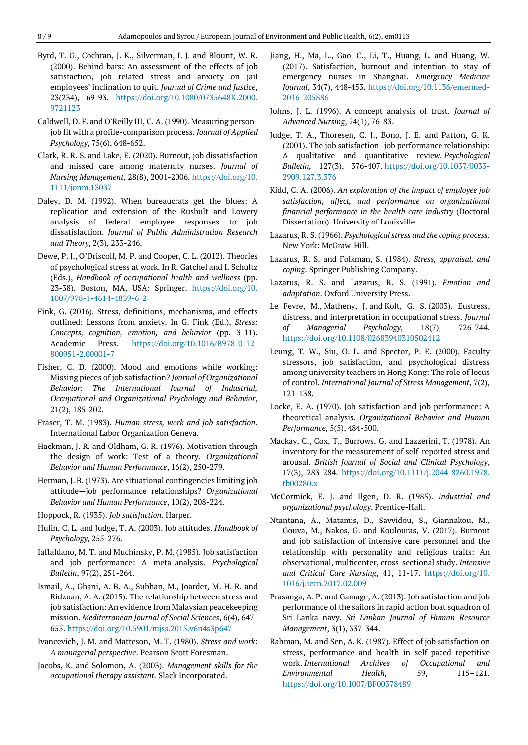Byrd, T. G., Cochran, J. K., Silverman, I. J. and Blount, W. R. (2000). Behind bars: An assessment of the effects of job satisfaction, job related stress and anxiety on jail employees' inclination to quit. *Journal of Crime and Justice*, 23(234), 69-93. https://doi.org/10.1080/0735648X.2000.9721123

Caldwell, D. F. and O'Reilly III, C. A. (1990). Measuring person-job fit with a profile-comparison process. *Journal of Applied Psychology*, 75(6), 648-652.

Clark, R. R. S. and Lake, E. (2020). Burnout, job dissatisfaction and missed care among maternity nurses. *Journal of Nursing Management*, 28(8), 2001-2006. https://doi.org/10.1111/jonm.13037

Daley, D. M. (1992). When bureaucrats get the blues: A replication and extension of the Rusbult and Lowery analysis of federal employee responses to job dissatisfaction. *Journal of Public Administration Research and Theory*, 2(3), 233-246.

Dewe, P. J., O'Driscoll, M. P. and Cooper, C. L. (2012). Theories of psychological stress at work. In R. Gatchel and I. Schultz (Eds.), *Handbook of occupational health and wellness* (pp. 23-38). Boston, MA, USA: Springer. https://doi.org/10.1007/978-1-4614-4839-6_2

Fink, G. (2016). Stress, definitions, mechanisms, and effects outlined: Lessons from anxiety. In G. Fink (Ed.), *Stress: Concepts, cognition, emotion, and behavior* (pp. 3-11). Academic Press. https://doi.org/10.1016/B978-0-12-800951-2.00001-7

Fisher, C. D. (2000). Mood and emotions while working: Missing pieces of job satisfaction? *Journal of Organizational Behavior: The International Journal of Industrial, Occupational and Organizational Psychology and Behavior*, 21(2), 185-202.

Fraser, T. M. (1983). *Human stress, work and job satisfaction*. International Labor Organization Geneva.

Hackman, J. R. and Oldham, G. R. (1976). Motivation through the design of work: Test of a theory. *Organizational Behavior and Human Performance*, 16(2), 250-279.

Herman, J. B. (1973). Are situational contingencies limiting job attitude—job performance relationships? *Organizational Behavior and Human Performance*, 10(2), 208-224.

Hoppock, R. (1935). *Job satisfaction*. Harper.

Hulin, C. L. and Judge, T. A. (2003). Job attitudes. *Handbook of Psychology*, 255-276.

Iaffaldano, M. T. and Muchinsky, P. M. (1985). Job satisfaction and job performance: A meta-analysis. *Psychological Bulletin*, 97(2), 251-264.

Ismail, A., Ghani, A. B. A., Subhan, M., Joarder, M. H. R. and Ridzuan, A. A. (2015). The relationship between stress and job satisfaction: An evidence from Malaysian peacekeeping mission. *Mediterranean Journal of Social Sciences*, 6(4), 647-655. https://doi.org/10.5901/mjss.2015.v6n4s3p647

Ivancevich, J. M. and Matteson, M. T. (1980). *Stress and work: A managerial perspective*. Pearson Scott Foresman.

Jacobs, K. and Solomon, A. (2003). *Management skills for the occupational therapy assistant.* Slack Incorporated.

Jiang, H., Ma, L., Gao, C., Li, T., Huang, L. and Huang, W. (2017). Satisfaction, burnout and intention to stay of emergency nurses in Shanghai. *Emergency Medicine Journal*, 34(7), 448-453. https://doi.org/10.1136/emermed-2016-205886

Johns, J. L. (1996). A concept analysis of trust. *Journal of Advanced Nursing*, 24(1), 76-83.

Judge, T. A., Thoresen, C. J., Bono, J. E. and Patton, G. K. (2001). The job satisfaction–job performance relationship: A qualitative and quantitative review. *Psychological Bulletin,* 127(3), 376-407. https://doi.org/10.1037/0033-2909.127.3.376

Kidd, C. A. (2006). *An exploration of the impact of employee job satisfaction, affect, and performance on organizational financial performance in the health care industry* (Doctoral Dissertation). University of Louisville.

Lazarus, R. S. (1966). *Psychological stress and the coping process*. New York: McGraw-Hill.

Lazarus, R. S. and Folkman, S. (1984). *Stress, appraisal, and coping*. Springer Publishing Company.

Lazarus, R. S. and Lazarus, R. S. (1991). *Emotion and adaptation*. Oxford University Press.

Le Fevre, M., Matheny, J. and Kolt, G. S. (2003). Eustress, distress, and interpretation in occupational stress. *Journal of Managerial Psychology*, 18(7), 726-744. https://doi.org/10.1108/02683940310502412

Leung, T. W., Siu, O. L. and Spector, P. E. (2000). Faculty stressors, job satisfaction, and psychological distress among university teachers in Hong Kong: The role of locus of control. *International Journal of Stress Management*, 7(2), 121-138.

Locke, E. A. (1970). Job satisfaction and job performance: A theoretical analysis. *Organizational Behavior and Human Performance*, 5(5), 484-500.

Mackay, C., Cox, T., Burrows, G. and Lazzerini, T. (1978). An inventory for the measurement of self-reported stress and arousal. *British Journal of Social and Clinical Psychology*, 17(3), 283-284. https://doi.org/10.1111/j.2044-8260.1978.tb00280.x

McCormick, E. J. and Ilgen, D. R. (1985). *Industrial and organizational psychology*. Prentice-Hall.

Ntantana, A., Matamis, D., Savvidou, S., Giannakou, M., Gouva, M., Nakos, G. and Koulouras, V. (2017). Burnout and job satisfaction of intensive care personnel and the relationship with personality and religious traits: An observational, multicenter, cross-sectional study. *Intensive and Critical Care Nursing*, 41, 11-17. https://doi.org/10.1016/j.iccn.2017.02.009

Prasanga, A. P. and Gamage, A. (2013). Job satisfaction and job performance of the sailors in rapid action boat squadron of Sri Lanka navy. *Sri Lankan Journal of Human Resource Management*, 3(1), 337-344.

Rahman, M. and Sen, A. K. (1987). Effect of job satisfaction on stress, performance and health in self-paced repetitive work. *International Archives of Occupational and Environmental Health,* 59, 115–121. https://doi.org/10.1007/BF00378489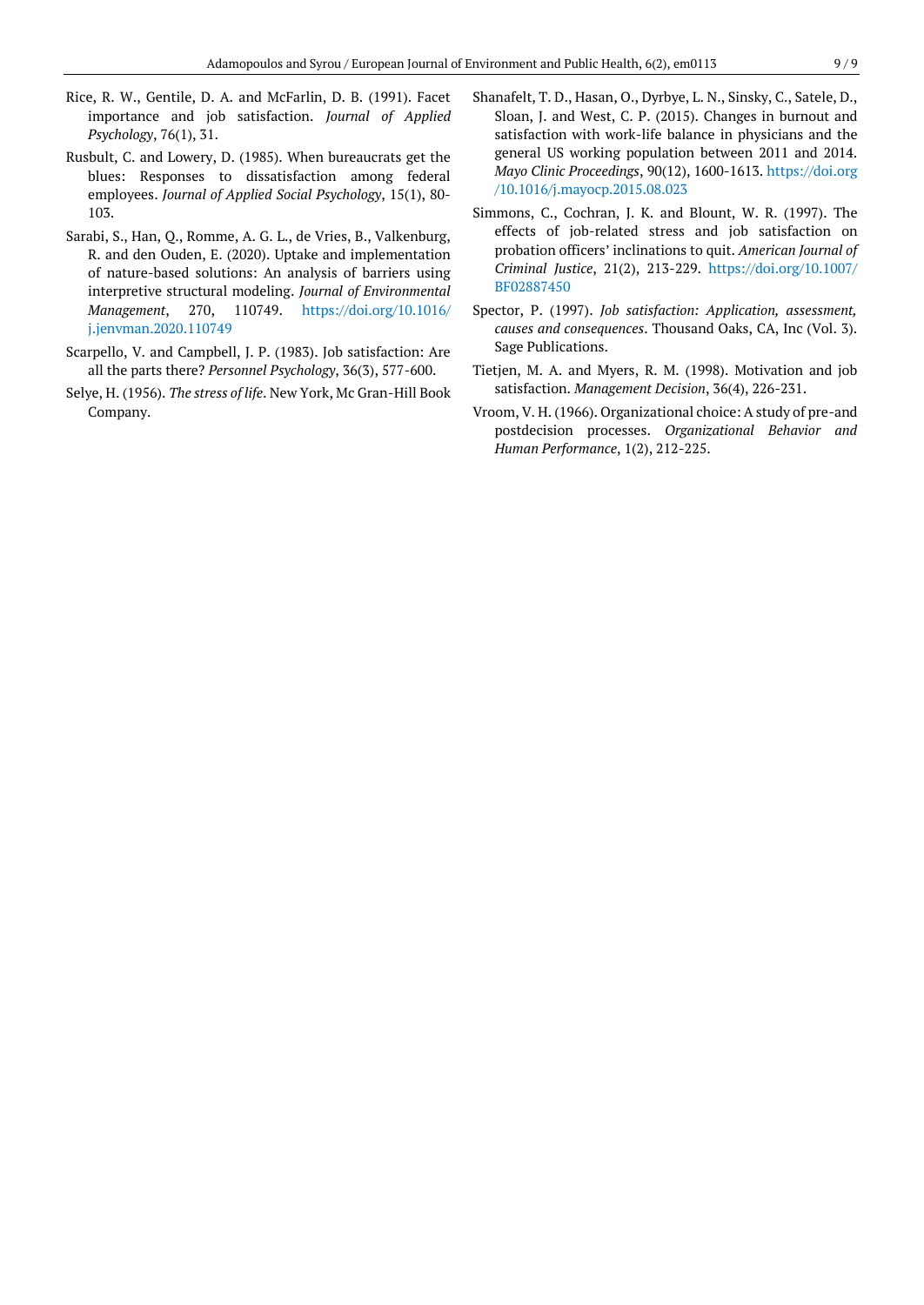Rice, R. W., Gentile, D. A. and McFarlin, D. B. (1991). Facet importance and job satisfaction. *Journal of Applied Psychology*, 76(1), 31.

Rusbult, C. and Lowery, D. (1985). When bureaucrats get the blues: Responses to dissatisfaction among federal employees. *Journal of Applied Social Psychology*, 15(1), 80-103.

Sarabi, S., Han, Q., Romme, A. G. L., de Vries, B., Valkenburg, R. and den Ouden, E. (2020). Uptake and implementation of nature-based solutions: An analysis of barriers using interpretive structural modeling. *Journal of Environmental Management*, 270, 110749. https://doi.org/10.1016/j.jenvman.2020.110749

Scarpello, V. and Campbell, J. P. (1983). Job satisfaction: Are all the parts there? *Personnel Psychology*, 36(3), 577-600.

Selye, H. (1956). *The stress of life*. New York, Mc Gran-Hill Book Company.

Shanafelt, T. D., Hasan, O., Dyrbye, L. N., Sinsky, C., Satele, D., Sloan, J. and West, C. P. (2015). Changes in burnout and satisfaction with work-life balance in physicians and the general US working population between 2011 and 2014. *Mayo Clinic Proceedings*, 90(12), 1600-1613. https://doi.org/10.1016/j.mayocp.2015.08.023

Simmons, C., Cochran, J. K. and Blount, W. R. (1997). The effects of job-related stress and job satisfaction on probation officers' inclinations to quit. *American Journal of Criminal Justice*, 21(2), 213-229. https://doi.org/10.1007/BF02887450

Spector, P. (1997). *Job satisfaction: Application, assessment, causes and consequences*. Thousand Oaks, CA, Inc (Vol. 3). Sage Publications.

Tietjen, M. A. and Myers, R. M. (1998). Motivation and job satisfaction. *Management Decision*, 36(4), 226-231.

Vroom, V. H. (1966). Organizational choice: A study of pre-and postdecision processes. *Organizational Behavior and Human Performance*, 1(2), 212-225.